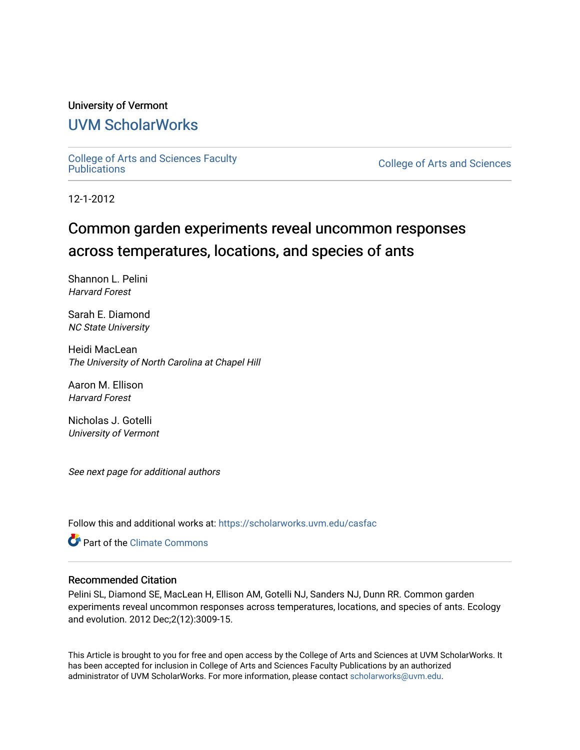University of Vermont

# UVM ScholarWorks

College of Arts and Sciences Faculty Publications

College of Arts and Sciences

12-1-2012

# Common garden experiments reveal uncommon responses across temperatures, locations, and species of ants

Shannon L. Pelini
*Harvard Forest*

Sarah E. Diamond
*NC State University*

Heidi MacLean
*The University of North Carolina at Chapel Hill*

Aaron M. Ellison
*Harvard Forest*

Nicholas J. Gotelli
*University of Vermont*

*See next page for additional authors*

Follow this and additional works at: https://scholarworks.uvm.edu/casfac

Part of the Climate Commons

## Recommended Citation

Pelini SL, Diamond SE, MacLean H, Ellison AM, Gotelli NJ, Sanders NJ, Dunn RR. Common garden experiments reveal uncommon responses across temperatures, locations, and species of ants. Ecology and evolution. 2012 Dec;2(12):3009-15.

This Article is brought to you for free and open access by the College of Arts and Sciences at UVM ScholarWorks. It has been accepted for inclusion in College of Arts and Sciences Faculty Publications by an authorized administrator of UVM ScholarWorks. For more information, please contact scholarworks@uvm.edu.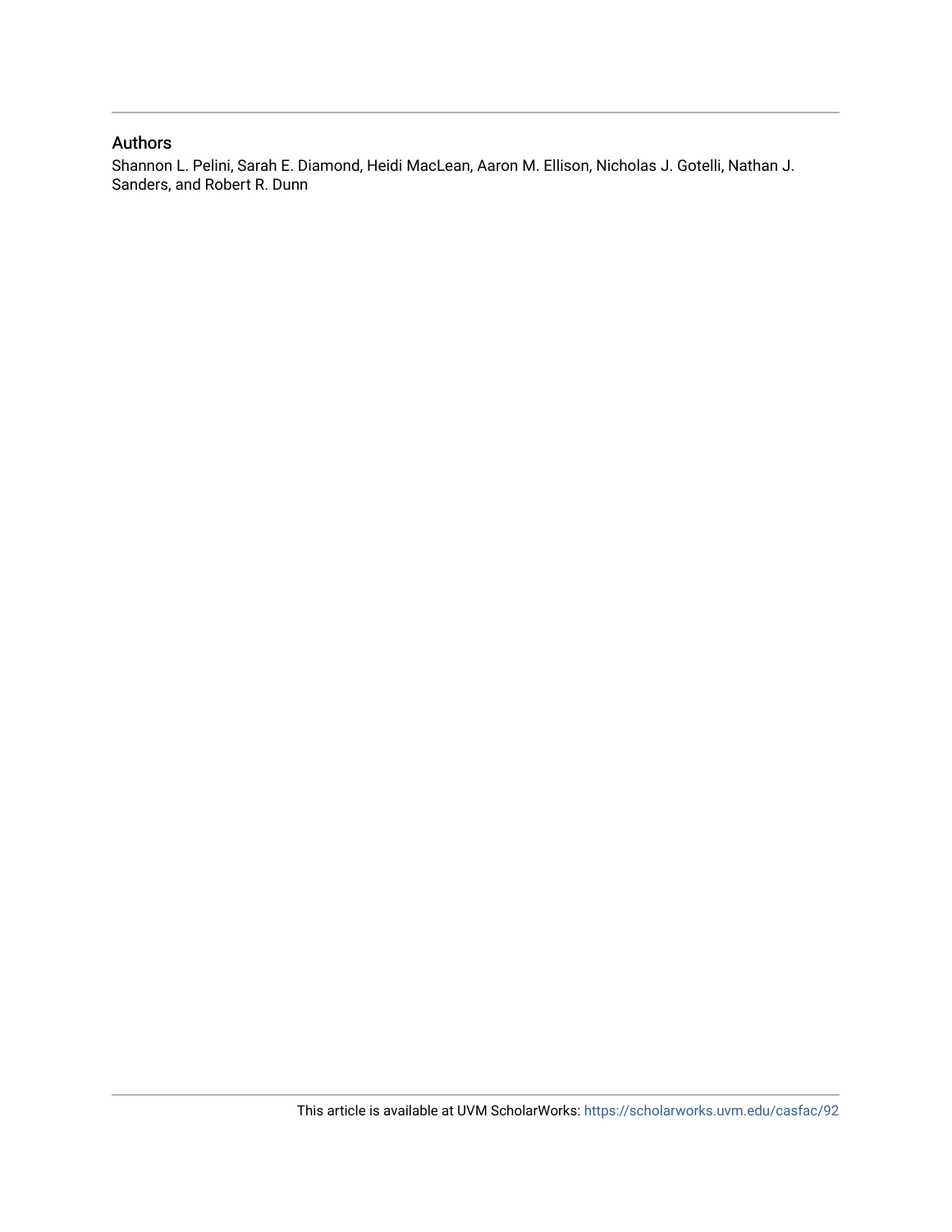## Authors

Shannon L. Pelini, Sarah E. Diamond, Heidi MacLean, Aaron M. Ellison, Nicholas J. Gotelli, Nathan J. Sanders, and Robert R. Dunn

This article is available at UVM ScholarWorks: https://scholarworks.uvm.edu/casfac/92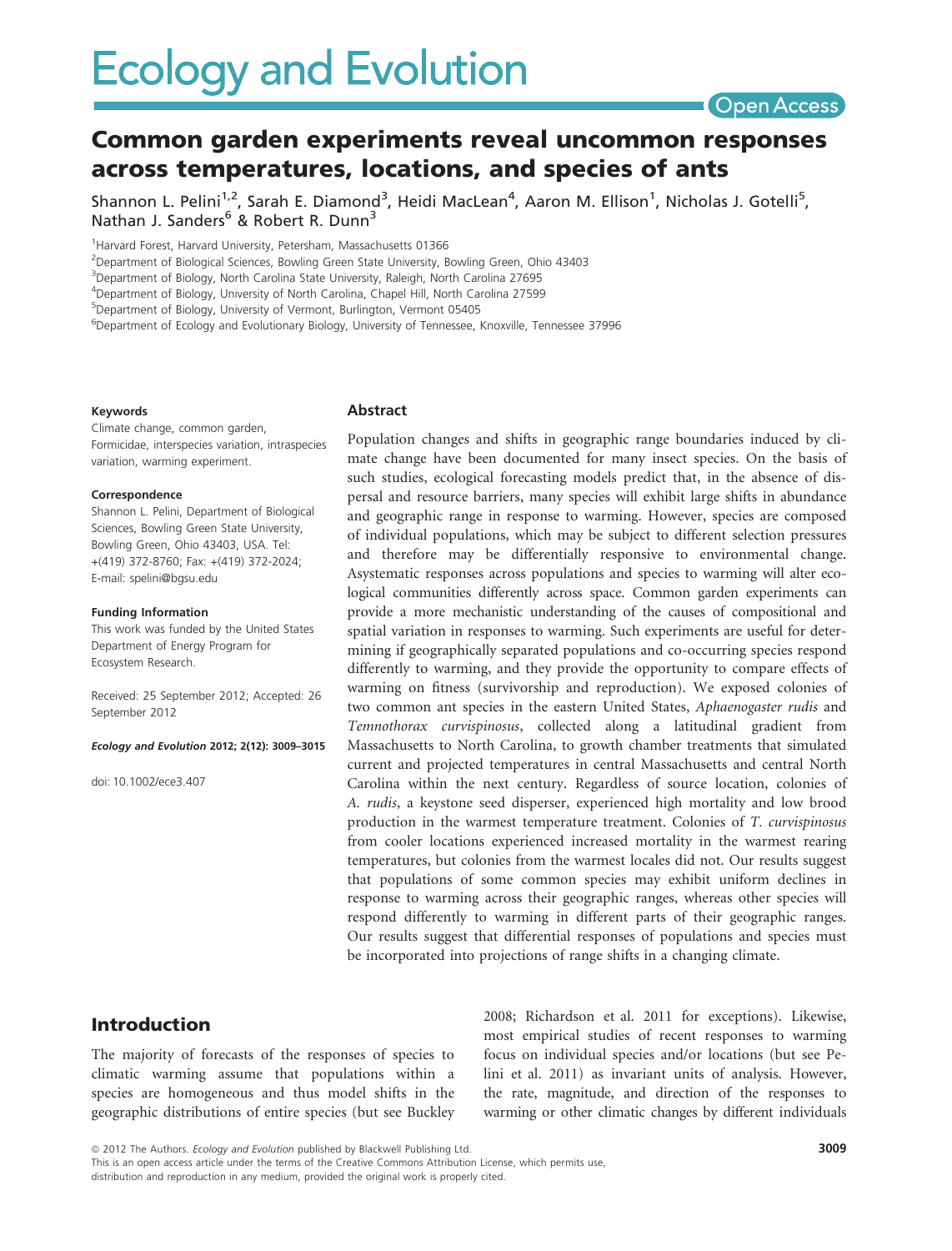# Common garden experiments reveal uncommon responses across temperatures, locations, and species of ants

Shannon L. Pelini[1,2], Sarah E. Diamond[3], Heidi MacLean[4], Aaron M. Ellison[1], Nicholas J. Gotelli[5], Nathan J. Sanders[6] & Robert R. Dunn[3]

[1]Harvard Forest, Harvard University, Petersham, Massachusetts 01366
[2]Department of Biological Sciences, Bowling Green State University, Bowling Green, Ohio 43403
[3]Department of Biology, North Carolina State University, Raleigh, North Carolina 27695
[4]Department of Biology, University of North Carolina, Chapel Hill, North Carolina 27599
[5]Department of Biology, University of Vermont, Burlington, Vermont 05405
[6]Department of Ecology and Evolutionary Biology, University of Tennessee, Knoxville, Tennessee 37996

#### Keywords

Climate change, common garden, Formicidae, interspecies variation, intraspecies variation, warming experiment.

#### Correspondence

Shannon L. Pelini, Department of Biological Sciences, Bowling Green State University, Bowling Green, Ohio 43403, USA. Tel: +(419) 372-8760; Fax: +(419) 372-2024; E-mail: spelini@bgsu.edu

#### Funding Information

This work was funded by the United States Department of Energy Program for Ecosystem Research.

Received: 25 September 2012; Accepted: 26 September 2012

doi: 10.1002/ece3.407

## Abstract

Population changes and shifts in geographic range boundaries induced by climate change have been documented for many insect species. On the basis of such studies, ecological forecasting models predict that, in the absence of dispersal and resource barriers, many species will exhibit large shifts in abundance and geographic range in response to warming. However, species are composed of individual populations, which may be subject to different selection pressures and therefore may be differentially responsive to environmental change. Asystematic responses across populations and species to warming will alter ecological communities differently across space. Common garden experiments can provide a more mechanistic understanding of the causes of compositional and spatial variation in responses to warming. Such experiments are useful for determining if geographically separated populations and co-occurring species respond differently to warming, and they provide the opportunity to compare effects of warming on fitness (survivorship and reproduction). We exposed colonies of two common ant species in the eastern United States, *Aphaenogaster rudis* and *Temnothorax curvispinosus*, collected along a latitudinal gradient from Massachusetts to North Carolina, to growth chamber treatments that simulated current and projected temperatures in central Massachusetts and central North Carolina within the next century. Regardless of source location, colonies of *A. rudis*, a keystone seed disperser, experienced high mortality and low brood production in the warmest temperature treatment. Colonies of *T. curvispinosus* from cooler locations experienced increased mortality in the warmest rearing temperatures, but colonies from the warmest locales did not. Our results suggest that populations of some common species may exhibit uniform declines in response to warming across their geographic ranges, whereas other species will respond differently to warming in different parts of their geographic ranges. Our results suggest that differential responses of populations and species must be incorporated into projections of range shifts in a changing climate.

## Introduction

The majority of forecasts of the responses of species to climatic warming assume that populations within a species are homogeneous and thus model shifts in the geographic distributions of entire species (but see Buckley 2008; Richardson et al. 2011 for exceptions). Likewise, most empirical studies of recent responses to warming focus on individual species and/or locations (but see Pelini et al. 2011) as invariant units of analysis. However, the rate, magnitude, and direction of the responses to warming or other climatic changes by different individuals

© 2012 The Authors. *Ecology and Evolution* published by Blackwell Publishing Ltd.
This is an open access article under the terms of the Creative Commons Attribution License, which permits use, distribution and reproduction in any medium, provided the original work is properly cited.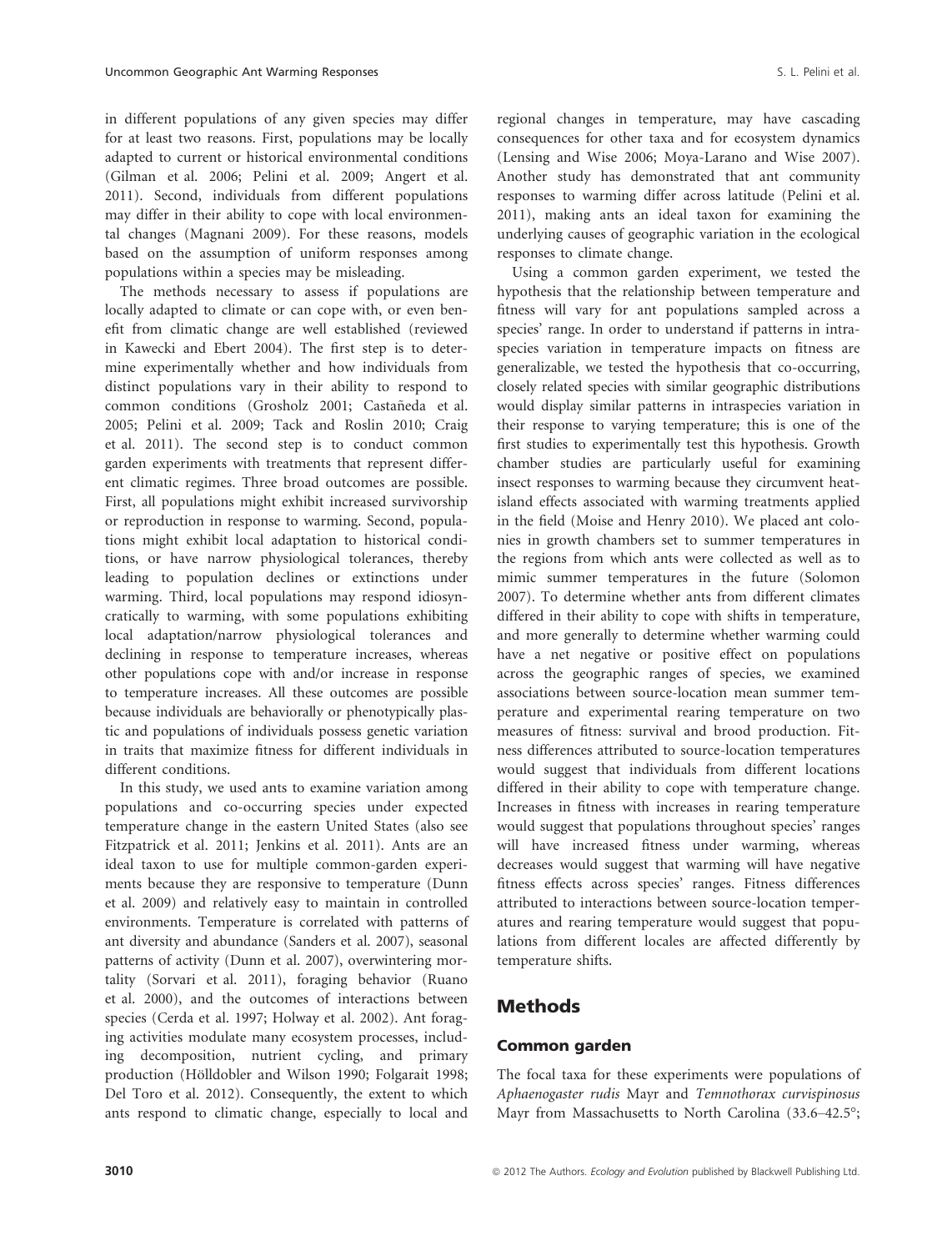in different populations of any given species may differ for at least two reasons. First, populations may be locally adapted to current or historical environmental conditions (Gilman et al. 2006; Pelini et al. 2009; Angert et al. 2011). Second, individuals from different populations may differ in their ability to cope with local environmental changes (Magnani 2009). For these reasons, models based on the assumption of uniform responses among populations within a species may be misleading.

The methods necessary to assess if populations are locally adapted to climate or can cope with, or even benefit from climatic change are well established (reviewed in Kawecki and Ebert 2004). The first step is to determine experimentally whether and how individuals from distinct populations vary in their ability to respond to common conditions (Grosholz 2001; Castañeda et al. 2005; Pelini et al. 2009; Tack and Roslin 2010; Craig et al. 2011). The second step is to conduct common garden experiments with treatments that represent different climatic regimes. Three broad outcomes are possible. First, all populations might exhibit increased survivorship or reproduction in response to warming. Second, populations might exhibit local adaptation to historical conditions, or have narrow physiological tolerances, thereby leading to population declines or extinctions under warming. Third, local populations may respond idiosyncratically to warming, with some populations exhibiting local adaptation/narrow physiological tolerances and declining in response to temperature increases, whereas other populations cope with and/or increase in response to temperature increases. All these outcomes are possible because individuals are behaviorally or phenotypically plastic and populations of individuals possess genetic variation in traits that maximize fitness for different individuals in different conditions.

In this study, we used ants to examine variation among populations and co-occurring species under expected temperature change in the eastern United States (also see Fitzpatrick et al. 2011; Jenkins et al. 2011). Ants are an ideal taxon to use for multiple common-garden experiments because they are responsive to temperature (Dunn et al. 2009) and relatively easy to maintain in controlled environments. Temperature is correlated with patterns of ant diversity and abundance (Sanders et al. 2007), seasonal patterns of activity (Dunn et al. 2007), overwintering mortality (Sorvari et al. 2011), foraging behavior (Ruano et al. 2000), and the outcomes of interactions between species (Cerda et al. 1997; Holway et al. 2002). Ant foraging activities modulate many ecosystem processes, including decomposition, nutrient cycling, and primary production (Hölldobler and Wilson 1990; Folgarait 1998; Del Toro et al. 2012). Consequently, the extent to which ants respond to climatic change, especially to local and regional changes in temperature, may have cascading consequences for other taxa and for ecosystem dynamics (Lensing and Wise 2006; Moya-Larano and Wise 2007). Another study has demonstrated that ant community responses to warming differ across latitude (Pelini et al. 2011), making ants an ideal taxon for examining the underlying causes of geographic variation in the ecological responses to climate change.

Using a common garden experiment, we tested the hypothesis that the relationship between temperature and fitness will vary for ant populations sampled across a species' range. In order to understand if patterns in intraspecies variation in temperature impacts on fitness are generalizable, we tested the hypothesis that co-occurring, closely related species with similar geographic distributions would display similar patterns in intraspecies variation in their response to varying temperature; this is one of the first studies to experimentally test this hypothesis. Growth chamber studies are particularly useful for examining insect responses to warming because they circumvent heat-island effects associated with warming treatments applied in the field (Moise and Henry 2010). We placed ant colonies in growth chambers set to summer temperatures in the regions from which ants were collected as well as to mimic summer temperatures in the future (Solomon 2007). To determine whether ants from different climates differed in their ability to cope with shifts in temperature, and more generally to determine whether warming could have a net negative or positive effect on populations across the geographic ranges of species, we examined associations between source-location mean summer temperature and experimental rearing temperature on two measures of fitness: survival and brood production. Fitness differences attributed to source-location temperatures would suggest that individuals from different locations differed in their ability to cope with temperature change. Increases in fitness with increases in rearing temperature would suggest that populations throughout species' ranges will have increased fitness under warming, whereas decreases would suggest that warming will have negative fitness effects across species' ranges. Fitness differences attributed to interactions between source-location temperatures and rearing temperature would suggest that populations from different locales are affected differently by temperature shifts.

## Methods

### Common garden

The focal taxa for these experiments were populations of *Aphaenogaster rudis* Mayr and *Temnothorax curvispinosus* Mayr from Massachusetts to North Carolina (33.6–42.5°;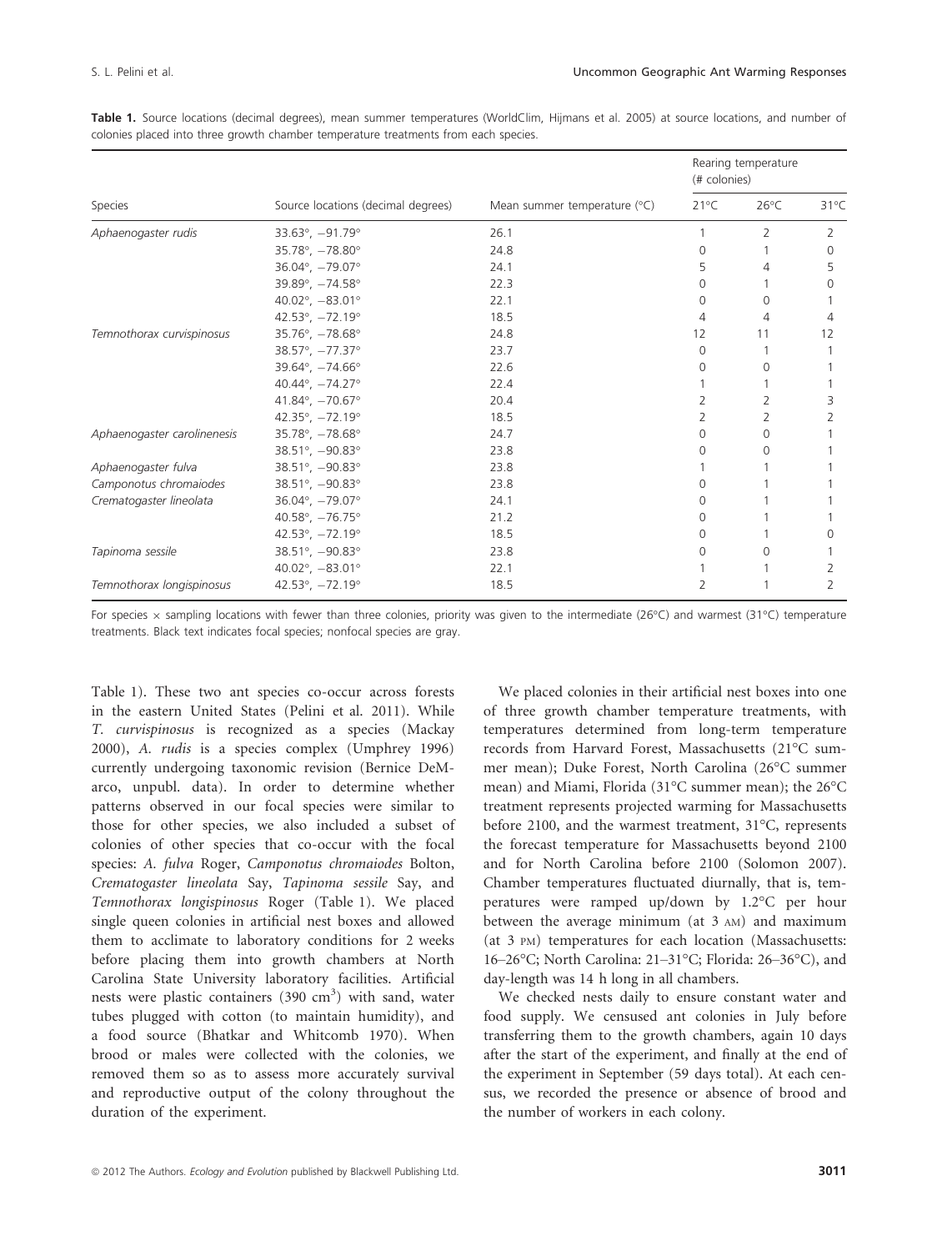**Table 1.** Source locations (decimal degrees), mean summer temperatures (WorldClim, Hijmans et al. 2005) at source locations, and number of colonies placed into three growth chamber temperature treatments from each species.

| Species | Source locations (decimal degrees) | Mean summer temperature (°C) | Rearing temperature (# colonies) | | |
|---|---|---|---|---|---|
| | | | 21°C | 26°C | 31°C |
| *Aphaenogaster rudis* | 33.63°, −91.79° | 26.1 | 1 | 2 | 2 |
| | 35.78°, −78.80° | 24.8 | 0 | 1 | 0 |
| | 36.04°, −79.07° | 24.1 | 5 | 4 | 5 |
| | 39.89°, −74.58° | 22.3 | 0 | 1 | 0 |
| | 40.02°, −83.01° | 22.1 | 0 | 0 | 1 |
| | 42.53°, −72.19° | 18.5 | 4 | 4 | 4 |
| *Temnothorax curvispinosus* | 35.76°, −78.68° | 24.8 | 12 | 11 | 12 |
| | 38.57°, −77.37° | 23.7 | 0 | 1 | 1 |
| | 39.64°, −74.66° | 22.6 | 0 | 0 | 1 |
| | 40.44°, −74.27° | 22.4 | 1 | 1 | 1 |
| | 41.84°, −70.67° | 20.4 | 2 | 2 | 3 |
| | 42.35°, −72.19° | 18.5 | 2 | 2 | 2 |
| *Aphaenogaster carolinenesis* | 35.78°, −78.68° | 24.7 | 0 | 0 | 1 |
| | 38.51°, −90.83° | 23.8 | 0 | 0 | 1 |
| *Aphaenogaster fulva* | 38.51°, −90.83° | 23.8 | 1 | 1 | 1 |
| *Camponotus chromaiodes* | 38.51°, −90.83° | 23.8 | 0 | 1 | 1 |
| *Crematogaster lineolata* | 36.04°, −79.07° | 24.1 | 0 | 1 | 1 |
| | 40.58°, −76.75° | 21.2 | 0 | 1 | 1 |
| | 42.53°, −72.19° | 18.5 | 0 | 1 | 0 |
| *Tapinoma sessile* | 38.51°, −90.83° | 23.8 | 0 | 0 | 1 |
| | 40.02°, −83.01° | 22.1 | 1 | 1 | 2 |
| *Temnothorax longispinosus* | 42.53°, −72.19° | 18.5 | 2 | 1 | 2 |

For species × sampling locations with fewer than three colonies, priority was given to the intermediate (26°C) and warmest (31°C) temperature treatments. Black text indicates focal species; nonfocal species are gray.

Table 1). These two ant species co-occur across forests in the eastern United States (Pelini et al. 2011). While *T. curvispinosus* is recognized as a species (Mackay 2000), *A. rudis* is a species complex (Umphrey 1996) currently undergoing taxonomic revision (Bernice DeMarco, unpubl. data). In order to determine whether patterns observed in our focal species were similar to those for other species, we also included a subset of colonies of other species that co-occur with the focal species: *A. fulva* Roger, *Camponotus chromaiodes* Bolton, *Crematogaster lineolata* Say, *Tapinoma sessile* Say, and *Temnothorax longispinosus* Roger (Table 1). We placed single queen colonies in artificial nest boxes and allowed them to acclimate to laboratory conditions for 2 weeks before placing them into growth chambers at North Carolina State University laboratory facilities. Artificial nests were plastic containers (390 $cm^3$) with sand, water tubes plugged with cotton (to maintain humidity), and a food source (Bhatkar and Whitcomb 1970). When brood or males were collected with the colonies, we removed them so as to assess more accurately survival and reproductive output of the colony throughout the duration of the experiment.

We placed colonies in their artificial nest boxes into one of three growth chamber temperature treatments, with temperatures determined from long-term temperature records from Harvard Forest, Massachusetts (21°C summer mean); Duke Forest, North Carolina (26°C summer mean) and Miami, Florida (31°C summer mean); the 26°C treatment represents projected warming for Massachusetts before 2100, and the warmest treatment, 31°C, represents the forecast temperature for Massachusetts beyond 2100 and for North Carolina before 2100 (Solomon 2007). Chamber temperatures fluctuated diurnally, that is, temperatures were ramped up/down by 1.2°C per hour between the average minimum (at 3 AM) and maximum (at 3 PM) temperatures for each location (Massachusetts: 16–26°C; North Carolina: 21–31°C; Florida: 26–36°C), and day-length was 14 h long in all chambers.

We checked nests daily to ensure constant water and food supply. We censused ant colonies in July before transferring them to the growth chambers, again 10 days after the start of the experiment, and finally at the end of the experiment in September (59 days total). At each census, we recorded the presence or absence of brood and the number of workers in each colony.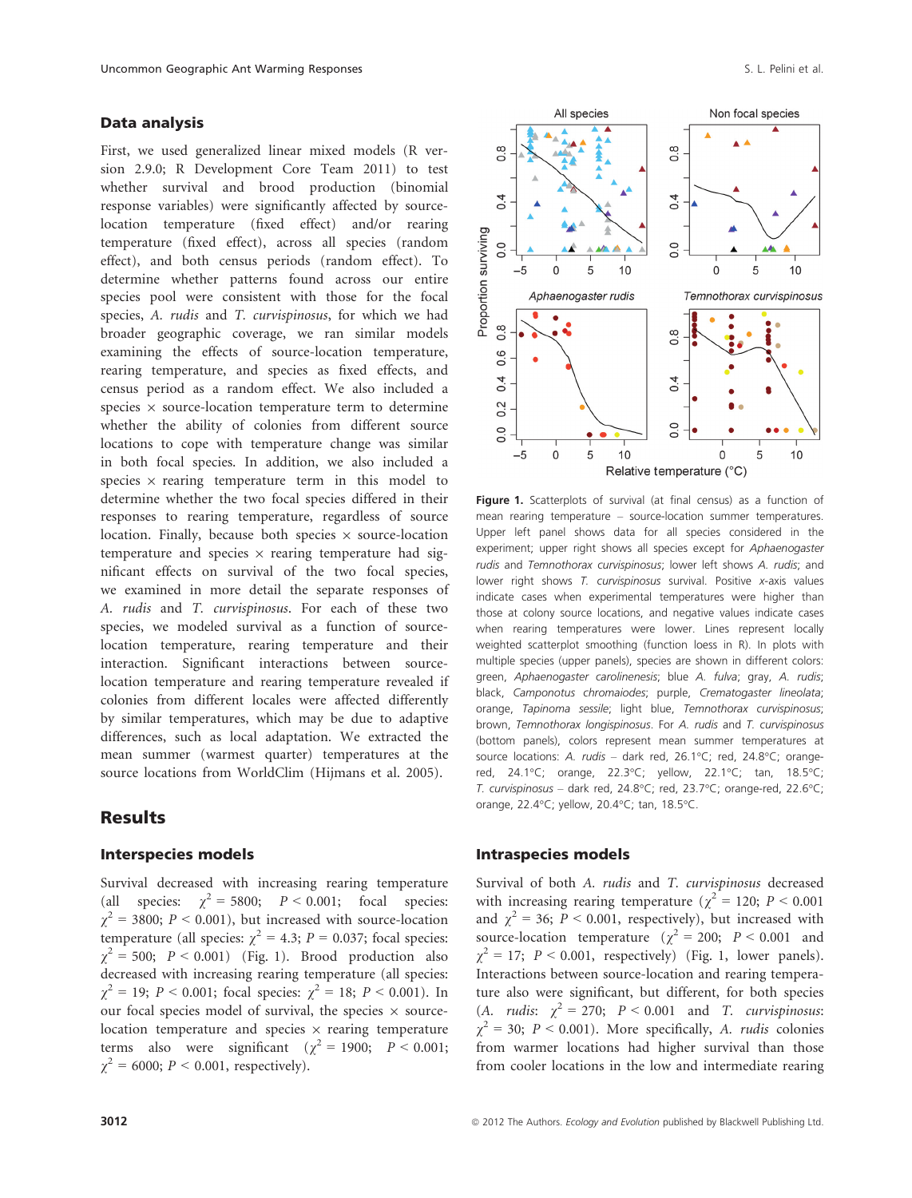## Data analysis

First, we used generalized linear mixed models (R version 2.9.0; R Development Core Team 2011) to test whether survival and brood production (binomial response variables) were significantly affected by source-location temperature (fixed effect) and/or rearing temperature (fixed effect), across all species (random effect), and both census periods (random effect). To determine whether patterns found across our entire species pool were consistent with those for the focal species, *A. rudis* and *T. curvispinosus*, for which we had broader geographic coverage, we ran similar models examining the effects of source-location temperature, rearing temperature, and species as fixed effects, and census period as a random effect. We also included a species × source-location temperature term to determine whether the ability of colonies from different source locations to cope with temperature change was similar in both focal species. In addition, we also included a species × rearing temperature term in this model to determine whether the two focal species differed in their responses to rearing temperature, regardless of source location. Finally, because both species × source-location temperature and species × rearing temperature had significant effects on survival of the two focal species, we examined in more detail the separate responses of *A. rudis* and *T. curvispinosus*. For each of these two species, we modeled survival as a function of source-location temperature, rearing temperature and their interaction. Significant interactions between source-location temperature and rearing temperature revealed if colonies from different locales were affected differently by similar temperatures, which may be due to adaptive differences, such as local adaptation. We extracted the mean summer (warmest quarter) temperatures at the source locations from WorldClim (Hijmans et al. 2005).

## Results

### Interspecies models

Survival decreased with increasing rearing temperature (all species: $\chi^2 = 5800$; $P < 0.001$; focal species: $\chi^2 = 3800$; $P < 0.001$), but increased with source-location temperature (all species: $\chi^2 = 4.3$; $P = 0.037$; focal species: $\chi^2 = 500$; $P < 0.001$) (Fig. 1). Brood production also decreased with increasing rearing temperature (all species: $\chi^2 = 19$; $P < 0.001$; focal species: $\chi^2 = 18$; $P < 0.001$). In our focal species model of survival, the species × source-location temperature and species × rearing temperature terms also were significant ($\chi^2 = 1900$; $P < 0.001$; $\chi^2 = 6000$; $P < 0.001$, respectively).

**Figure 1.** Scatterplots of survival (at final census) as a function of mean rearing temperature – source-location summer temperatures. Upper left panel shows data for all species considered in the experiment; upper right shows all species except for *Aphaenogaster rudis* and *Temnothorax curvispinosus*; lower left shows *A. rudis*; and lower right shows *T. curvispinosus* survival. Positive *x*-axis values indicate cases when experimental temperatures were higher than those at colony source locations, and negative values indicate cases when rearing temperatures were lower. Lines represent locally weighted scatterplot smoothing (function loess in R). In plots with multiple species (upper panels), species are shown in different colors: green, *Aphaenogaster carolinenesis*; blue *A. fulva*; gray, *A. rudis*; black, *Camponotus chromaiodes*; purple, *Crematogaster lineolata*; orange, *Tapinoma sessile*; light blue, *Temnothorax curvispinosus*; brown, *Temnothorax longispinosus*. For *A. rudis* and *T. curvispinosus* (bottom panels), colors represent mean summer temperatures at source locations: *A. rudis* – dark red, 26.1°C; red, 24.8°C; orange-red, 24.1°C; orange, 22.3°C; yellow, 22.1°C; tan, 18.5°C; *T. curvispinosus* – dark red, 24.8°C; red, 23.7°C; orange-red, 22.6°C; orange, 22.4°C; yellow, 20.4°C; tan, 18.5°C.

### Intraspecies models

Survival of both *A. rudis* and *T. curvispinosus* decreased with increasing rearing temperature ($\chi^2 = 120$; $P < 0.001$ and $\chi^2 = 36$; $P < 0.001$, respectively), but increased with source-location temperature ($\chi^2 = 200$; $P < 0.001$ and $\chi^2 = 17$; $P < 0.001$, respectively) (Fig. 1, lower panels). Interactions between source-location and rearing temperature also were significant, but different, for both species (*A. rudis*: $\chi^2 = 270$; $P < 0.001$ and *T. curvispinosus*: $\chi^2 = 30$; $P < 0.001$). More specifically, *A. rudis* colonies from warmer locations had higher survival than those from cooler locations in the low and intermediate rearing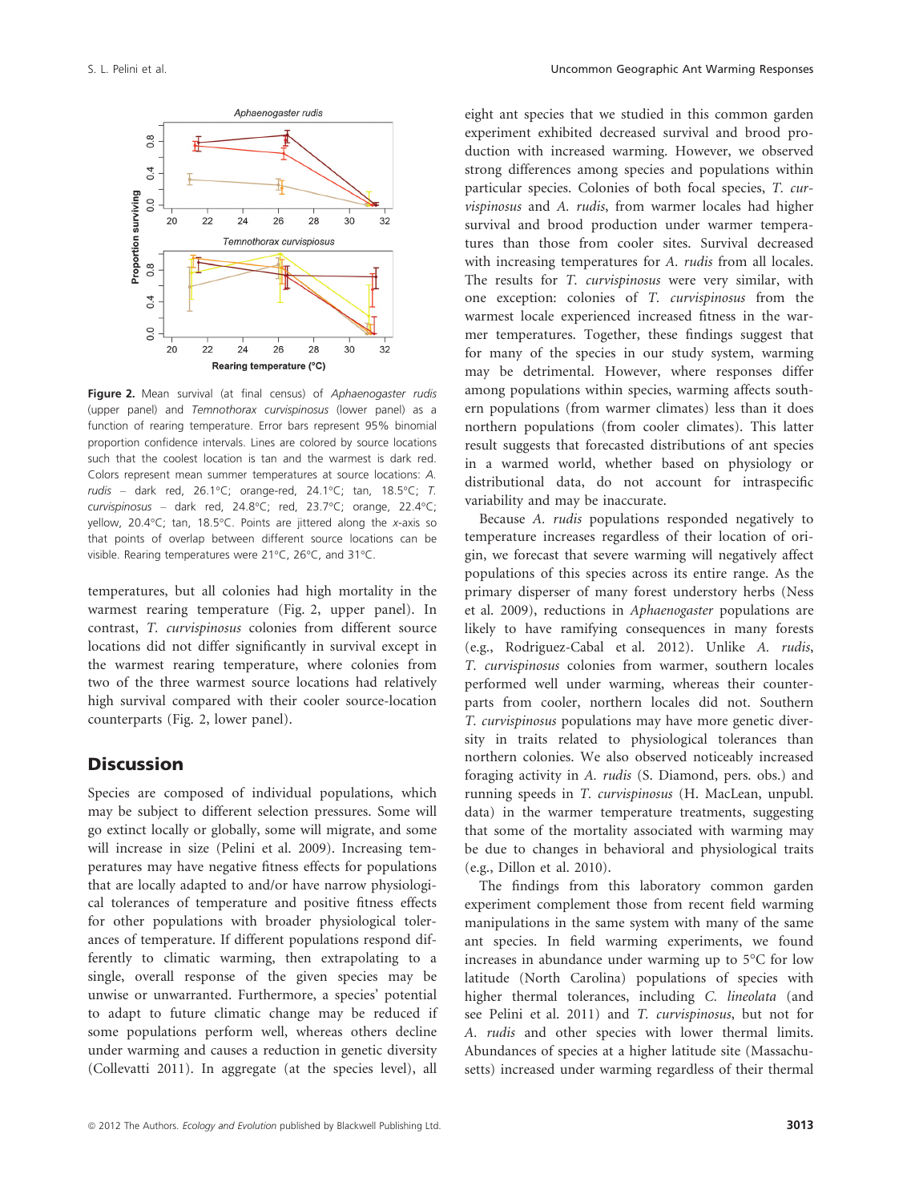Aphaenogaster rudis

Proportion surviving

0.0 0.4 0.8

20 22 24 26 28 30 32

Temnothorax curvispiosus

0.0 0.4 0.8

20 22 24 26 28 30 32

Rearing temperature (°C)

**Figure 2.** Mean survival (at final census) of *Aphaenogaster rudis* (upper panel) and *Temnothorax curvispiosus* (lower panel) as a function of rearing temperature. Error bars represent 95% binomial proportion confidence intervals. Lines are colored by source locations such that the coolest location is tan and the warmest is dark red. Colors represent mean summer temperatures at source locations: *A. rudis* – dark red, 26.1°C; orange-red, 24.1°C; tan, 18.5°C; *T. curvispinosus* – dark red, 24.8°C; red, 23.7°C; orange, 22.4°C; yellow, 20.4°C; tan, 18.5°C. Points are jittered along the *x*-axis so that points of overlap between different source locations can be visible. Rearing temperatures were 21°C, 26°C, and 31°C.

temperatures, but all colonies had high mortality in the warmest rearing temperature (Fig. 2, upper panel). In contrast, *T. curvispinosus* colonies from different source locations did not differ significantly in survival except in the warmest rearing temperature, where colonies from two of the three warmest source locations had relatively high survival compared with their cooler source-location counterparts (Fig. 2, lower panel).

## Discussion

Species are composed of individual populations, which may be subject to different selection pressures. Some will go extinct locally or globally, some will migrate, and some will increase in size (Pelini et al. 2009). Increasing temperatures may have negative fitness effects for populations that are locally adapted to and/or have narrow physiological tolerances of temperature and positive fitness effects for other populations with broader physiological tolerances of temperature. If different populations respond differently to climatic warming, then extrapolating to a single, overall response of the given species may be unwise or unwarranted. Furthermore, a species' potential to adapt to future climatic change may be reduced if some populations perform well, whereas others decline under warming and causes a reduction in genetic diversity (Collevatti 2011). In aggregate (at the species level), all eight ant species that we studied in this common garden experiment exhibited decreased survival and brood production with increased warming. However, we observed strong differences among species and populations within particular species. Colonies of both focal species, *T. curvispinosus* and *A. rudis*, from warmer locales had higher survival and brood production under warmer temperatures than those from cooler sites. Survival decreased with increasing temperatures for *A. rudis* from all locales. The results for *T. curvispinosus* were very similar, with one exception: colonies of *T. curvispinosus* from the warmest locale experienced increased fitness in the warmer temperatures. Together, these findings suggest that for many of the species in our study system, warming may be detrimental. However, where responses differ among populations within species, warming affects southern populations (from warmer climates) less than it does northern populations (from cooler climates). This latter result suggests that forecasted distributions of ant species in a warmed world, whether based on physiology or distributional data, do not account for intraspecific variability and may be inaccurate.

Because *A. rudis* populations responded negatively to temperature increases regardless of their location of origin, we forecast that severe warming will negatively affect populations of this species across its entire range. As the primary disperser of many forest understory herbs (Ness et al. 2009), reductions in *Aphaenogaster* populations are likely to have ramifying consequences in many forests (e.g., Rodriguez-Cabal et al. 2012). Unlike *A. rudis*, *T. curvispinosus* colonies from warmer, southern locales performed well under warming, whereas their counterparts from cooler, northern locales did not. Southern *T. curvispinosus* populations may have more genetic diversity in traits related to physiological tolerances than northern colonies. We also observed noticeably increased foraging activity in *A. rudis* (S. Diamond, pers. obs.) and running speeds in *T. curvispinosus* (H. MacLean, unpubl. data) in the warmer temperature treatments, suggesting that some of the mortality associated with warming may be due to changes in behavioral and physiological traits (e.g., Dillon et al. 2010).

The findings from this laboratory common garden experiment complement those from recent field warming manipulations in the same system with many of the same ant species. In field warming experiments, we found increases in abundance under warming up to 5°C for low latitude (North Carolina) populations of species with higher thermal tolerances, including *C. lineolata* (and see Pelini et al. 2011) and *T. curvispinosus*, but not for *A. rudis* and other species with lower thermal limits. Abundances of species at a higher latitude site (Massachusetts) increased under warming regardless of their thermal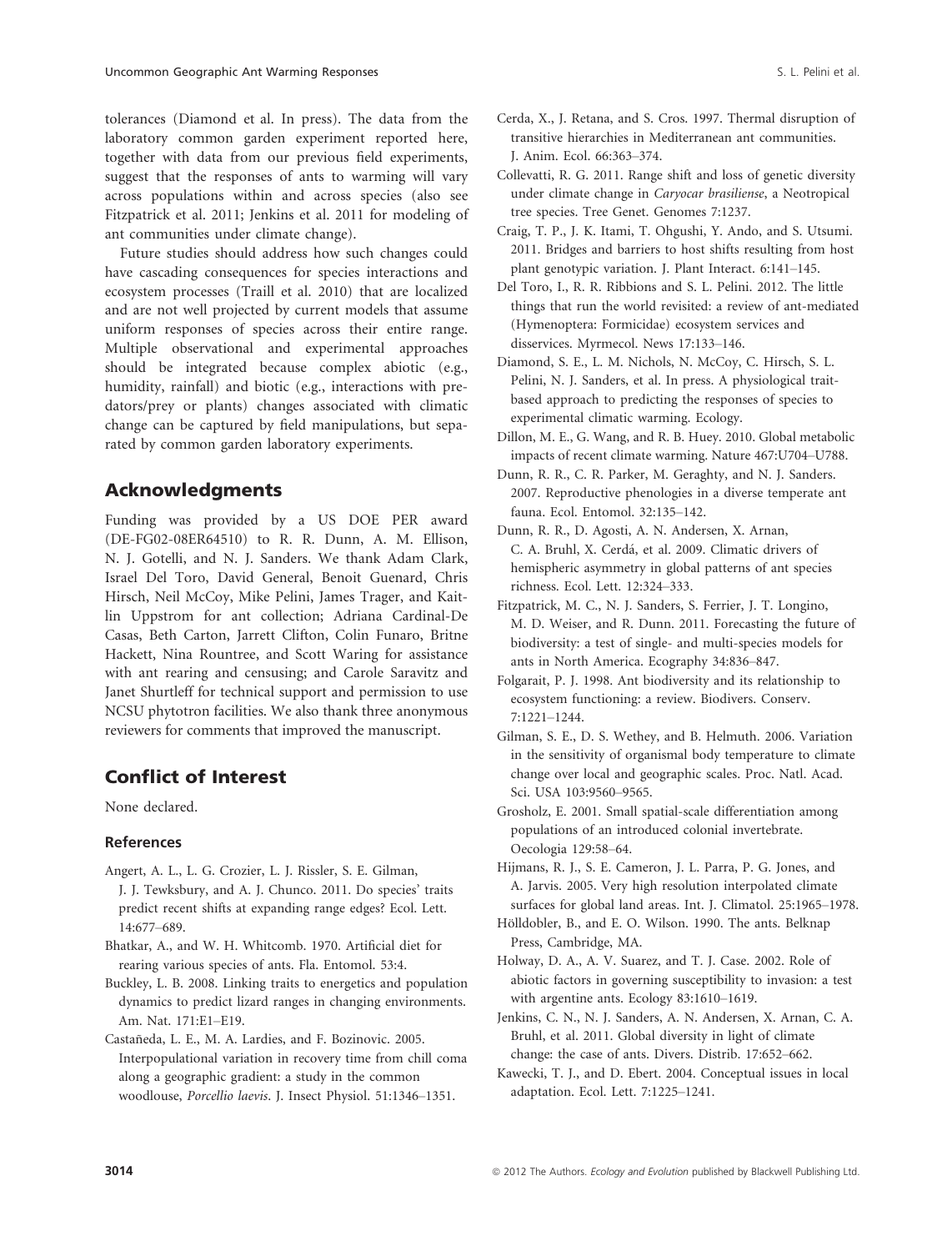tolerances (Diamond et al. In press). The data from the laboratory common garden experiment reported here, together with data from our previous field experiments, suggest that the responses of ants to warming will vary across populations within and across species (also see Fitzpatrick et al. 2011; Jenkins et al. 2011 for modeling of ant communities under climate change).

Future studies should address how such changes could have cascading consequences for species interactions and ecosystem processes (Traill et al. 2010) that are localized and are not well projected by current models that assume uniform responses of species across their entire range. Multiple observational and experimental approaches should be integrated because complex abiotic (e.g., humidity, rainfall) and biotic (e.g., interactions with predators/prey or plants) changes associated with climatic change can be captured by field manipulations, but separated by common garden laboratory experiments.

## Acknowledgments

Funding was provided by a US DOE PER award (DE-FG02-08ER64510) to R. R. Dunn, A. M. Ellison, N. J. Gotelli, and N. J. Sanders. We thank Adam Clark, Israel Del Toro, David General, Benoit Guenard, Chris Hirsch, Neil McCoy, Mike Pelini, James Trager, and Kaitlin Uppstrom for ant collection; Adriana Cardinal-De Casas, Beth Carton, Jarrett Clifton, Colin Funaro, Britne Hackett, Nina Rountree, and Scott Waring for assistance with ant rearing and censusing; and Carole Saravitz and Janet Shurtleff for technical support and permission to use NCSU phytotron facilities. We also thank three anonymous reviewers for comments that improved the manuscript.

## Conflict of Interest

None declared.

### References

Angert, A. L., L. G. Crozier, L. J. Rissler, S. E. Gilman, J. J. Tewksbury, and A. J. Chunco. 2011. Do species' traits predict recent shifts at expanding range edges? Ecol. Lett. 14:677–689.

Bhatkar, A., and W. H. Whitcomb. 1970. Artificial diet for rearing various species of ants. Fla. Entomol. 53:4.

Buckley, L. B. 2008. Linking traits to energetics and population dynamics to predict lizard ranges in changing environments. Am. Nat. 171:E1–E19.

Castañeda, L. E., M. A. Lardies, and F. Bozinovic. 2005. Interpopulational variation in recovery time from chill coma along a geographic gradient: a study in the common woodlouse, *Porcellio laevis*. J. Insect Physiol. 51:1346–1351.

Cerda, X., J. Retana, and S. Cros. 1997. Thermal disruption of transitive hierarchies in Mediterranean ant communities. J. Anim. Ecol. 66:363–374.

Collevatti, R. G. 2011. Range shift and loss of genetic diversity under climate change in *Caryocar brasiliense*, a Neotropical tree species. Tree Genet. Genomes 7:1237.

Craig, T. P., J. K. Itami, T. Ohgushi, Y. Ando, and S. Utsumi. 2011. Bridges and barriers to host shifts resulting from host plant genotypic variation. J. Plant Interact. 6:141–145.

Del Toro, I., R. R. Ribbions and S. L. Pelini. 2012. The little things that run the world revisited: a review of ant-mediated (Hymenoptera: Formicidae) ecosystem services and disservices. Myrmecol. News 17:133–146.

Diamond, S. E., L. M. Nichols, N. McCoy, C. Hirsch, S. L. Pelini, N. J. Sanders, et al. In press. A physiological trait-based approach to predicting the responses of species to experimental climatic warming. Ecology.

Dillon, M. E., G. Wang, and R. B. Huey. 2010. Global metabolic impacts of recent climate warming. Nature 467:U704–U788.

Dunn, R. R., C. R. Parker, M. Geraghty, and N. J. Sanders. 2007. Reproductive phenologies in a diverse temperate ant fauna. Ecol. Entomol. 32:135–142.

Dunn, R. R., D. Agosti, A. N. Andersen, X. Arnan, C. A. Bruhl, X. Cerdá, et al. 2009. Climatic drivers of hemispheric asymmetry in global patterns of ant species richness. Ecol. Lett. 12:324–333.

Fitzpatrick, M. C., N. J. Sanders, S. Ferrier, J. T. Longino, M. D. Weiser, and R. Dunn. 2011. Forecasting the future of biodiversity: a test of single- and multi-species models for ants in North America. Ecography 34:836–847.

Folgarait, P. J. 1998. Ant biodiversity and its relationship to ecosystem functioning: a review. Biodivers. Conserv. 7:1221–1244.

Gilman, S. E., D. S. Wethey, and B. Helmuth. 2006. Variation in the sensitivity of organismal body temperature to climate change over local and geographic scales. Proc. Natl. Acad. Sci. USA 103:9560–9565.

Grosholz, E. 2001. Small spatial-scale differentiation among populations of an introduced colonial invertebrate. Oecologia 129:58–64.

Hijmans, R. J., S. E. Cameron, J. L. Parra, P. G. Jones, and A. Jarvis. 2005. Very high resolution interpolated climate surfaces for global land areas. Int. J. Climatol. 25:1965–1978.

Hölldobler, B., and E. O. Wilson. 1990. The ants. Belknap Press, Cambridge, MA.

Holway, D. A., A. V. Suarez, and T. J. Case. 2002. Role of abiotic factors in governing susceptibility to invasion: a test with argentine ants. Ecology 83:1610–1619.

Jenkins, C. N., N. J. Sanders, A. N. Andersen, X. Arnan, C. A. Bruhl, et al. 2011. Global diversity in light of climate change: the case of ants. Divers. Distrib. 17:652–662.

Kawecki, T. J., and D. Ebert. 2004. Conceptual issues in local adaptation. Ecol. Lett. 7:1225–1241.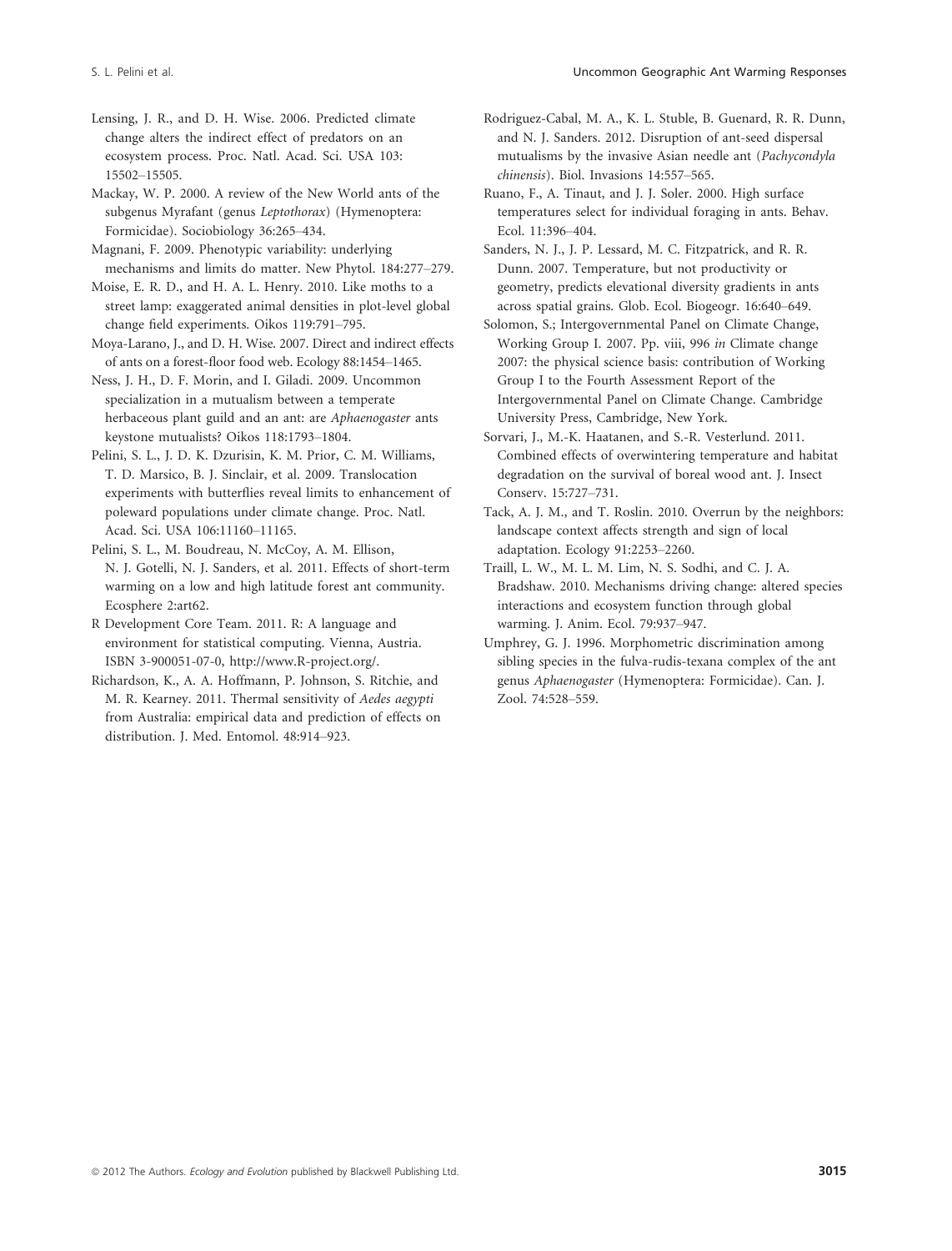Lensing, J. R., and D. H. Wise. 2006. Predicted climate change alters the indirect effect of predators on an ecosystem process. Proc. Natl. Acad. Sci. USA 103: 15502–15505.

Mackay, W. P. 2000. A review of the New World ants of the subgenus Myrafant (genus *Leptothorax*) (Hymenoptera: Formicidae). Sociobiology 36:265–434.

Magnani, F. 2009. Phenotypic variability: underlying mechanisms and limits do matter. New Phytol. 184:277–279.

Moise, E. R. D., and H. A. L. Henry. 2010. Like moths to a street lamp: exaggerated animal densities in plot-level global change field experiments. Oikos 119:791–795.

Moya-Larano, J., and D. H. Wise. 2007. Direct and indirect effects of ants on a forest-floor food web. Ecology 88:1454–1465.

Ness, J. H., D. F. Morin, and I. Giladi. 2009. Uncommon specialization in a mutualism between a temperate herbaceous plant guild and an ant: are *Aphaenogaster* ants keystone mutualists? Oikos 118:1793–1804.

Pelini, S. L., J. D. K. Dzurisin, K. M. Prior, C. M. Williams, T. D. Marsico, B. J. Sinclair, et al. 2009. Translocation experiments with butterflies reveal limits to enhancement of poleward populations under climate change. Proc. Natl. Acad. Sci. USA 106:11160–11165.

Pelini, S. L., M. Boudreau, N. McCoy, A. M. Ellison, N. J. Gotelli, N. J. Sanders, et al. 2011. Effects of short-term warming on a low and high latitude forest ant community. Ecosphere 2:art62.

R Development Core Team. 2011. R: A language and environment for statistical computing. Vienna, Austria. ISBN 3-900051-07-0, http://www.R-project.org/.

Richardson, K., A. A. Hoffmann, P. Johnson, S. Ritchie, and M. R. Kearney. 2011. Thermal sensitivity of *Aedes aegypti* from Australia: empirical data and prediction of effects on distribution. J. Med. Entomol. 48:914–923.

Rodriguez-Cabal, M. A., K. L. Stuble, B. Guenard, R. R. Dunn, and N. J. Sanders. 2012. Disruption of ant-seed dispersal mutualisms by the invasive Asian needle ant (*Pachycondyla chinensis*). Biol. Invasions 14:557–565.

Ruano, F., A. Tinaut, and J. J. Soler. 2000. High surface temperatures select for individual foraging in ants. Behav. Ecol. 11:396–404.

Sanders, N. J., J. P. Lessard, M. C. Fitzpatrick, and R. R. Dunn. 2007. Temperature, but not productivity or geometry, predicts elevational diversity gradients in ants across spatial grains. Glob. Ecol. Biogeogr. 16:640–649.

Solomon, S.; Intergovernmental Panel on Climate Change, Working Group I. 2007. Pp. viii, 996 *in* Climate change 2007: the physical science basis: contribution of Working Group I to the Fourth Assessment Report of the Intergovernmental Panel on Climate Change. Cambridge University Press, Cambridge, New York.

Sorvari, J., M.-K. Haatanen, and S.-R. Vesterlund. 2011. Combined effects of overwintering temperature and habitat degradation on the survival of boreal wood ant. J. Insect Conserv. 15:727–731.

Tack, A. J. M., and T. Roslin. 2010. Overrun by the neighbors: landscape context affects strength and sign of local adaptation. Ecology 91:2253–2260.

Traill, L. W., M. L. M. Lim, N. S. Sodhi, and C. J. A. Bradshaw. 2010. Mechanisms driving change: altered species interactions and ecosystem function through global warming. J. Anim. Ecol. 79:937–947.

Umphrey, G. J. 1996. Morphometric discrimination among sibling species in the fulva-rudis-texana complex of the ant genus *Aphaenogaster* (Hymenoptera: Formicidae). Can. J. Zool. 74:528–559.